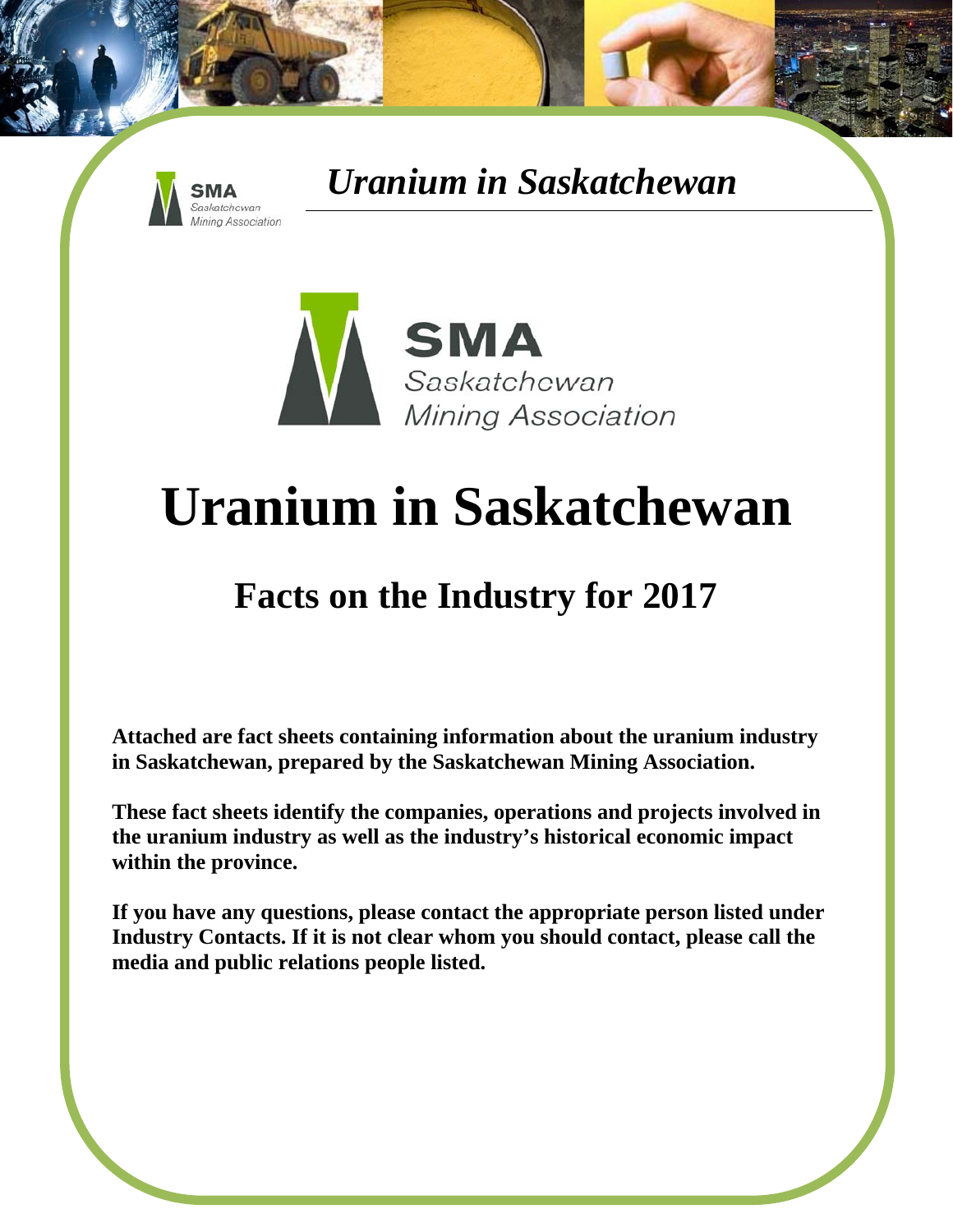# Uranium in Saskatchewan

SMA
Saskatchewan
Mining Association

# Uranium in Saskatchewan

## Facts on the Industry for 2017

**Attached are fact sheets containing information about the uranium industry in Saskatchewan, prepared by the Saskatchewan Mining Association.**

**These fact sheets identify the companies, operations and projects involved in the uranium industry as well as the industry's historical economic impact within the province.**

**If you have any questions, please contact the appropriate person listed under Industry Contacts. If it is not clear whom you should contact, please call the media and public relations people listed.**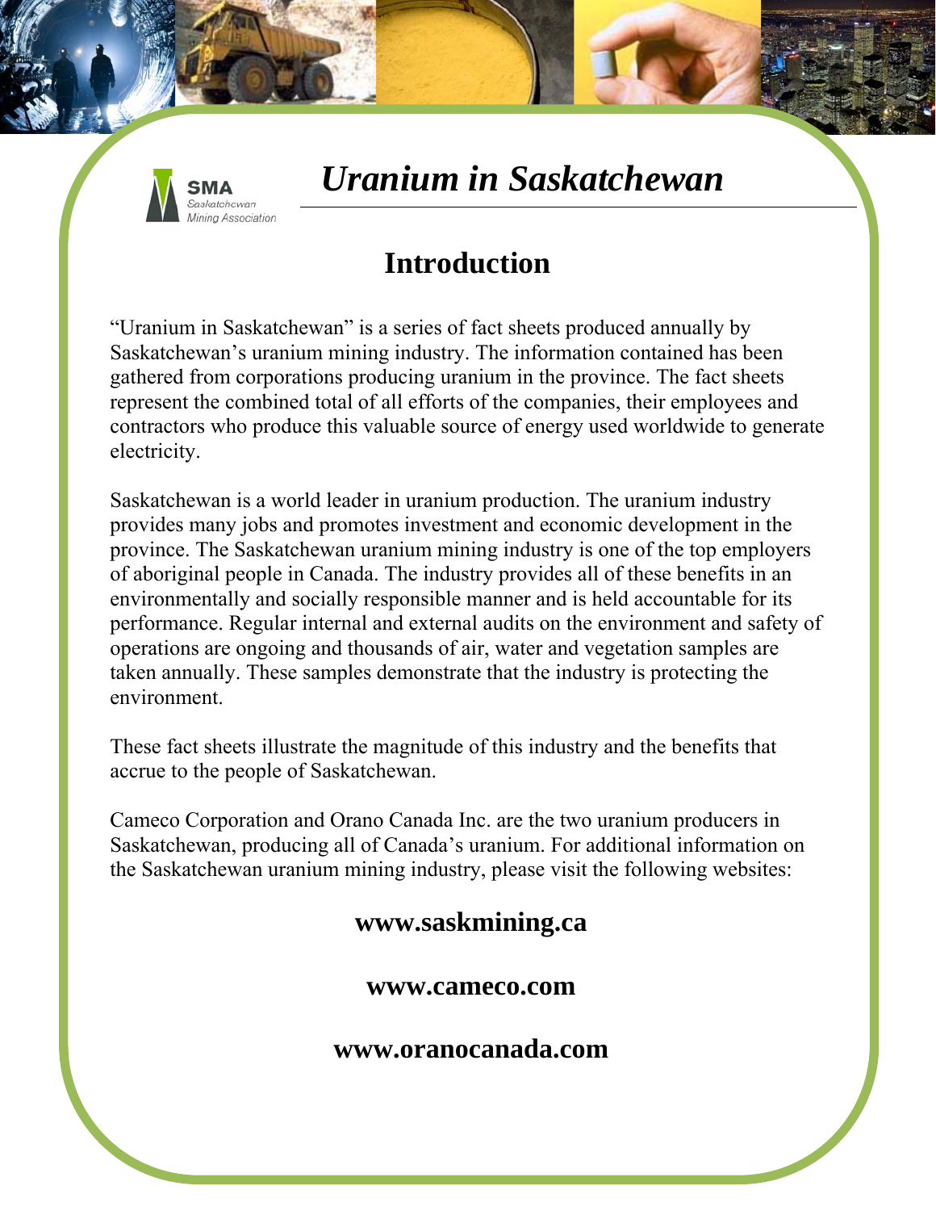SMA
Saskatchewan Mining Association

# *Uranium in Saskatchewan*

## Introduction

"Uranium in Saskatchewan" is a series of fact sheets produced annually by Saskatchewan's uranium mining industry. The information contained has been gathered from corporations producing uranium in the province. The fact sheets represent the combined total of all efforts of the companies, their employees and contractors who produce this valuable source of energy used worldwide to generate electricity.

Saskatchewan is a world leader in uranium production. The uranium industry provides many jobs and promotes investment and economic development in the province. The Saskatchewan uranium mining industry is one of the top employers of aboriginal people in Canada. The industry provides all of these benefits in an environmentally and socially responsible manner and is held accountable for its performance. Regular internal and external audits on the environment and safety of operations are ongoing and thousands of air, water and vegetation samples are taken annually. These samples demonstrate that the industry is protecting the environment.

These fact sheets illustrate the magnitude of this industry and the benefits that accrue to the people of Saskatchewan.

Cameco Corporation and Orano Canada Inc. are the two uranium producers in Saskatchewan, producing all of Canada's uranium. For additional information on the Saskatchewan uranium mining industry, please visit the following websites:

**www.saskmining.ca**

**www.cameco.com**

**www.oranocanada.com**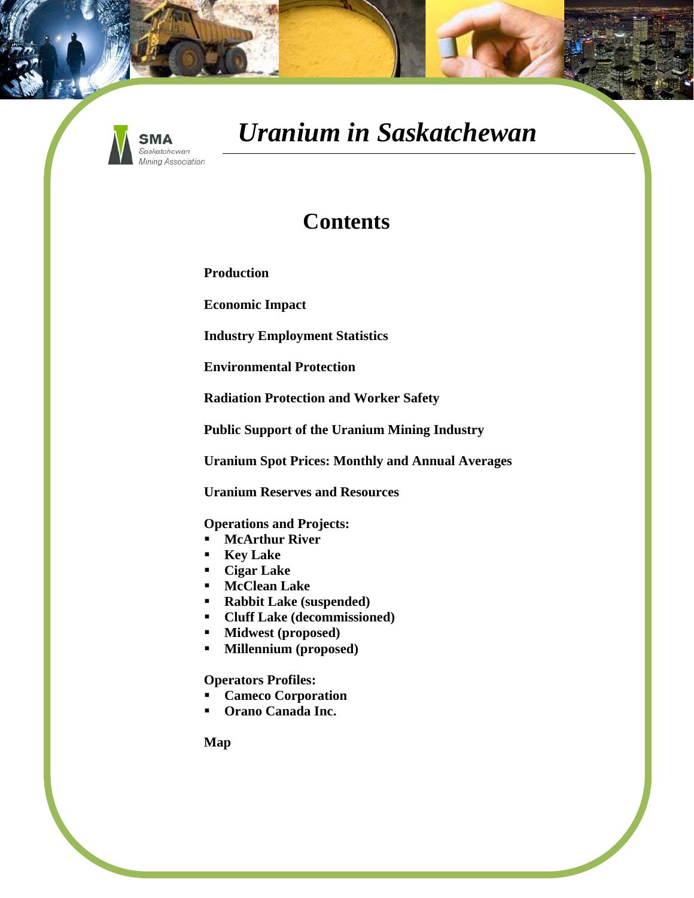SMA
Saskatchewan Mining Association

# *Uranium in Saskatchewan*

## Contents

**Production**

**Economic Impact**

**Industry Employment Statistics**

**Environmental Protection**

**Radiation Protection and Worker Safety**

**Public Support of the Uranium Mining Industry**

**Uranium Spot Prices: Monthly and Annual Averages**

**Uranium Reserves and Resources**

**Operations and Projects:**

- **McArthur River**
- **Key Lake**
- **Cigar Lake**
- **McClean Lake**
- **Rabbit Lake (suspended)**
- **Cluff Lake (decommissioned)**
- **Midwest (proposed)**
- **Millennium (proposed)**

**Operators Profiles:**

- **Cameco Corporation**
- **Orano Canada Inc.**

**Map**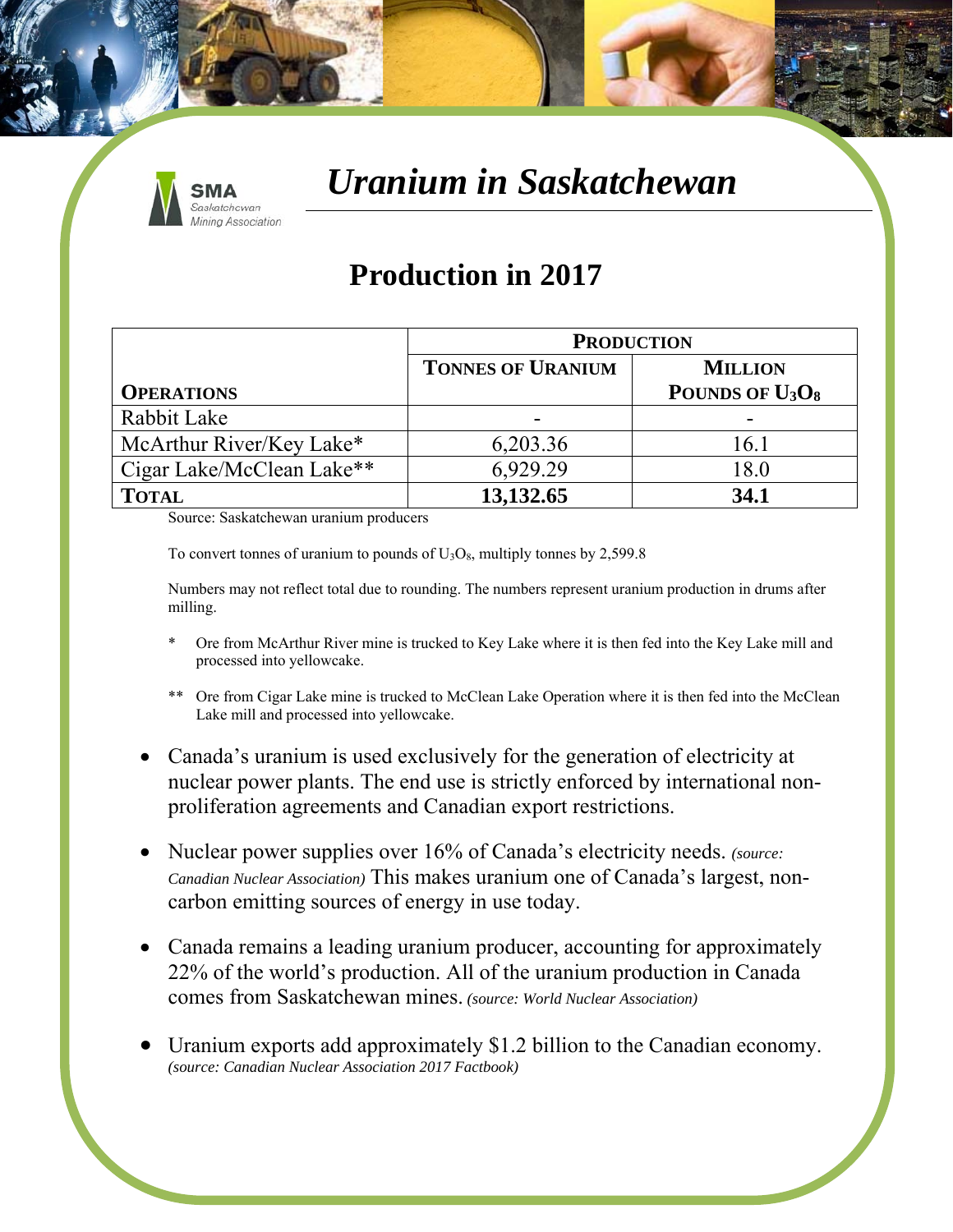SMA
Saskatchewan Mining Association

# *Uranium in Saskatchewan*

## Production in 2017

| Operations | Production | |
|---|---|---|
| | Tonnes of Uranium | Million Pounds of $U_3O_8$ |
| Rabbit Lake | - | - |
| McArthur River/Key Lake* | 6,203.36 | 16.1 |
| Cigar Lake/McClean Lake** | 6,929.29 | 18.0 |
| **Total** | **13,132.65** | **34.1** |

Source: Saskatchewan uranium producers

To convert tonnes of uranium to pounds of $U_3O_8$, multiply tonnes by 2,599.8

Numbers may not reflect total due to rounding. The numbers represent uranium production in drums after milling.

\* Ore from McArthur River mine is trucked to Key Lake where it is then fed into the Key Lake mill and processed into yellowcake.

\*\* Ore from Cigar Lake mine is trucked to McClean Lake Operation where it is then fed into the McClean Lake mill and processed into yellowcake.

- Canada's uranium is used exclusively for the generation of electricity at nuclear power plants. The end use is strictly enforced by international non-proliferation agreements and Canadian export restrictions.
- Nuclear power supplies over 16% of Canada's electricity needs. *(source: Canadian Nuclear Association)* This makes uranium one of Canada's largest, non-carbon emitting sources of energy in use today.
- Canada remains a leading uranium producer, accounting for approximately 22% of the world's production. All of the uranium production in Canada comes from Saskatchewan mines. *(source: World Nuclear Association)*
- Uranium exports add approximately $1.2 billion to the Canadian economy. *(source: Canadian Nuclear Association 2017 Factbook)*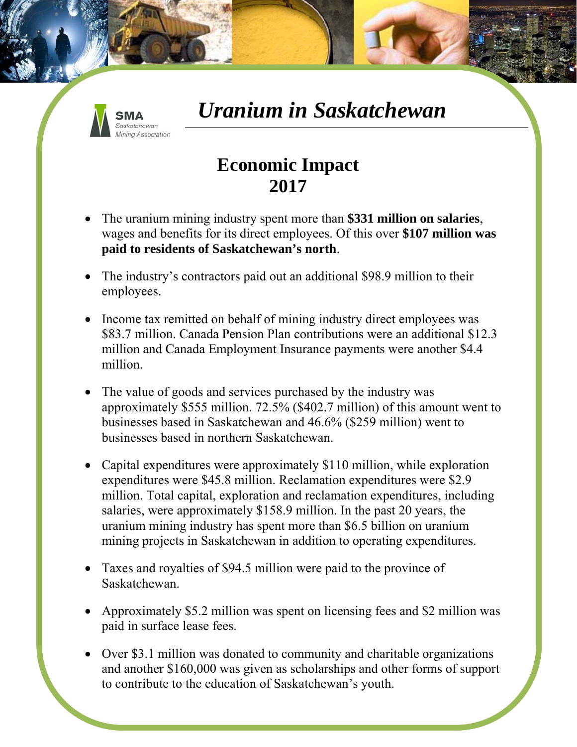SMA
Saskatchewan
Mining Association

# *Uranium in Saskatchewan*

## Economic Impact
## 2017

- The uranium mining industry spent more than **$331 million on salaries**, wages and benefits for its direct employees. Of this over **$107 million was paid to residents of Saskatchewan's north**.
- The industry's contractors paid out an additional $98.9 million to their employees.
- Income tax remitted on behalf of mining industry direct employees was $83.7 million. Canada Pension Plan contributions were an additional $12.3 million and Canada Employment Insurance payments were another $4.4 million.
- The value of goods and services purchased by the industry was approximately $555 million. 72.5% ($402.7 million) of this amount went to businesses based in Saskatchewan and 46.6% ($259 million) went to businesses based in northern Saskatchewan.
- Capital expenditures were approximately $110 million, while exploration expenditures were $45.8 million. Reclamation expenditures were $2.9 million. Total capital, exploration and reclamation expenditures, including salaries, were approximately $158.9 million. In the past 20 years, the uranium mining industry has spent more than $6.5 billion on uranium mining projects in Saskatchewan in addition to operating expenditures.
- Taxes and royalties of $94.5 million were paid to the province of Saskatchewan.
- Approximately $5.2 million was spent on licensing fees and $2 million was paid in surface lease fees.
- Over $3.1 million was donated to community and charitable organizations and another $160,000 was given as scholarships and other forms of support to contribute to the education of Saskatchewan's youth.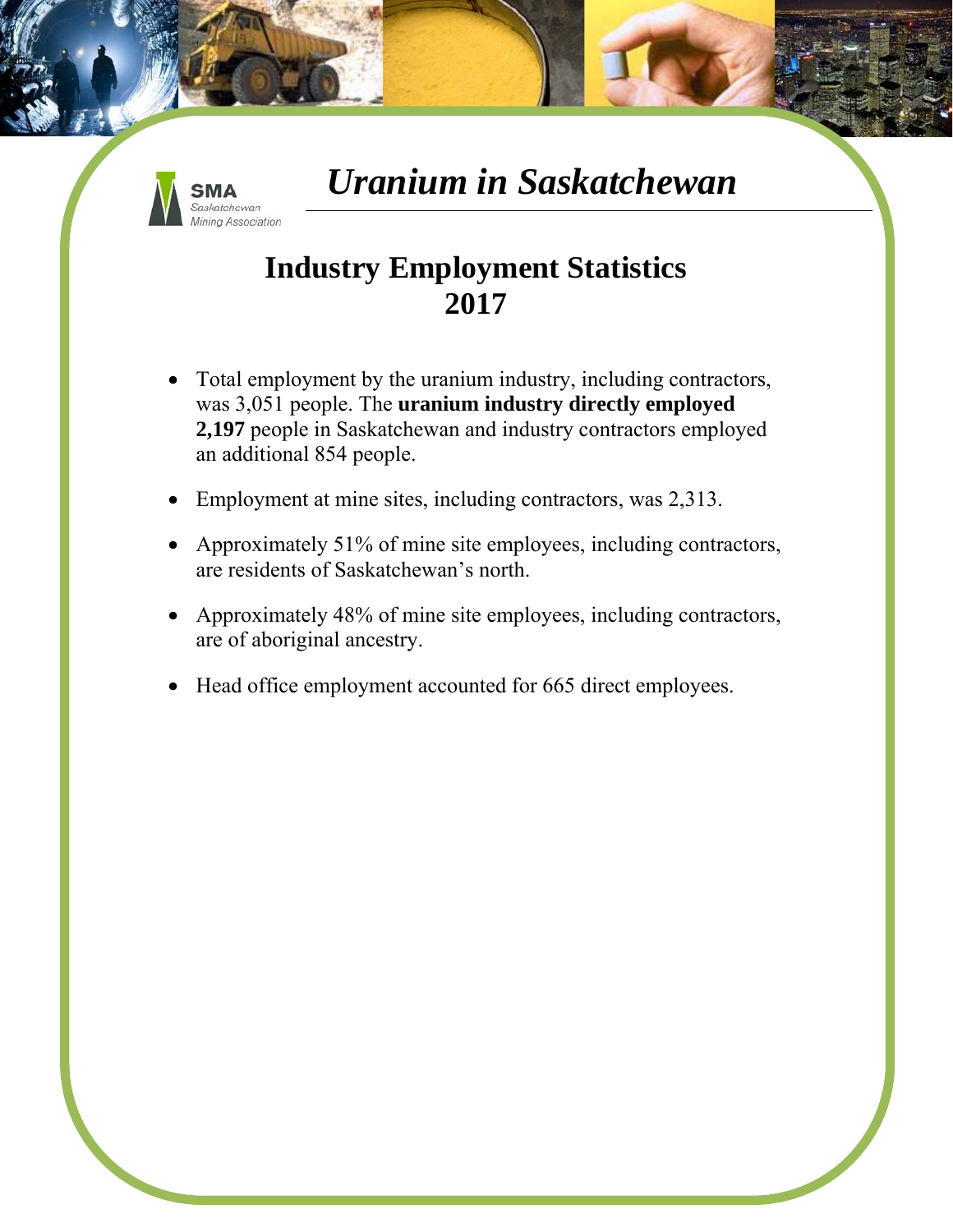SMA Saskatchewan Mining Association

# *Uranium in Saskatchewan*

## Industry Employment Statistics 2017

- Total employment by the uranium industry, including contractors, was 3,051 people. The **uranium industry directly employed 2,197** people in Saskatchewan and industry contractors employed an additional 854 people.
- Employment at mine sites, including contractors, was 2,313.
- Approximately 51% of mine site employees, including contractors, are residents of Saskatchewan's north.
- Approximately 48% of mine site employees, including contractors, are of aboriginal ancestry.
- Head office employment accounted for 665 direct employees.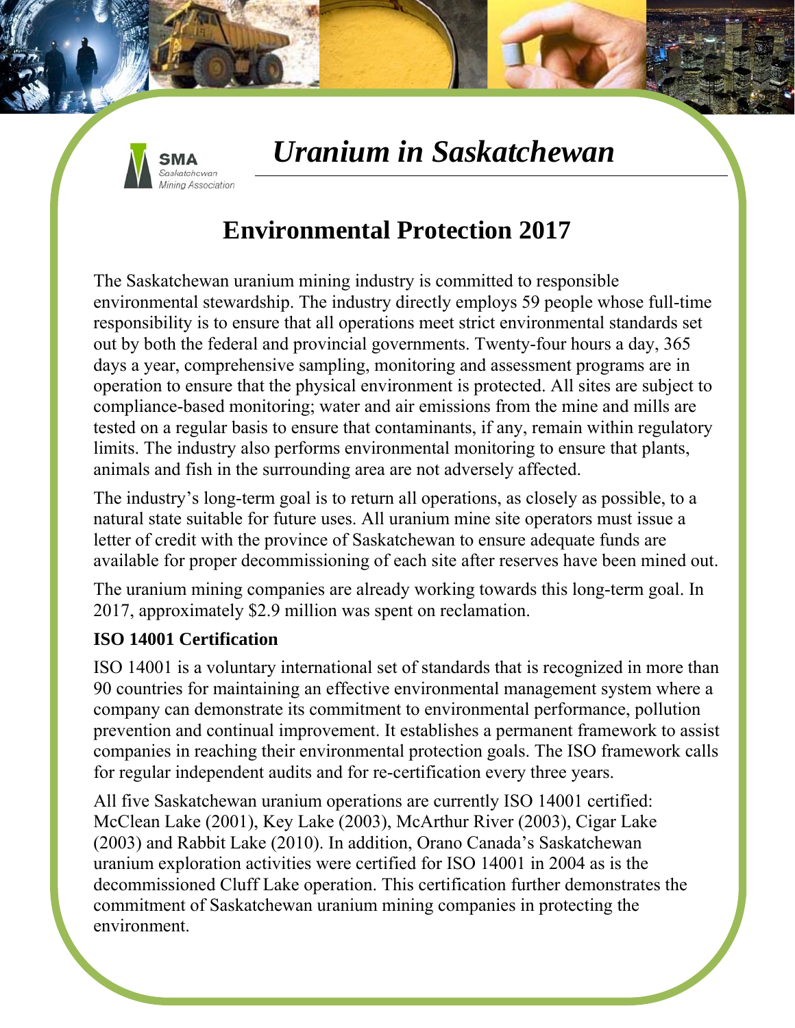SMA Saskatchewan Mining Association

# *Uranium in Saskatchewan*

## Environmental Protection 2017

The Saskatchewan uranium mining industry is committed to responsible environmental stewardship. The industry directly employs 59 people whose full-time responsibility is to ensure that all operations meet strict environmental standards set out by both the federal and provincial governments. Twenty-four hours a day, 365 days a year, comprehensive sampling, monitoring and assessment programs are in operation to ensure that the physical environment is protected. All sites are subject to compliance-based monitoring; water and air emissions from the mine and mills are tested on a regular basis to ensure that contaminants, if any, remain within regulatory limits. The industry also performs environmental monitoring to ensure that plants, animals and fish in the surrounding area are not adversely affected.

The industry's long-term goal is to return all operations, as closely as possible, to a natural state suitable for future uses. All uranium mine site operators must issue a letter of credit with the province of Saskatchewan to ensure adequate funds are available for proper decommissioning of each site after reserves have been mined out.

The uranium mining companies are already working towards this long-term goal. In 2017, approximately $2.9 million was spent on reclamation.

**ISO 14001 Certification**

ISO 14001 is a voluntary international set of standards that is recognized in more than 90 countries for maintaining an effective environmental management system where a company can demonstrate its commitment to environmental performance, pollution prevention and continual improvement. It establishes a permanent framework to assist companies in reaching their environmental protection goals. The ISO framework calls for regular independent audits and for re-certification every three years.

All five Saskatchewan uranium operations are currently ISO 14001 certified: McClean Lake (2001), Key Lake (2003), McArthur River (2003), Cigar Lake (2003) and Rabbit Lake (2010). In addition, Orano Canada's Saskatchewan uranium exploration activities were certified for ISO 14001 in 2004 as is the decommissioned Cluff Lake operation. This certification further demonstrates the commitment of Saskatchewan uranium mining companies in protecting the environment.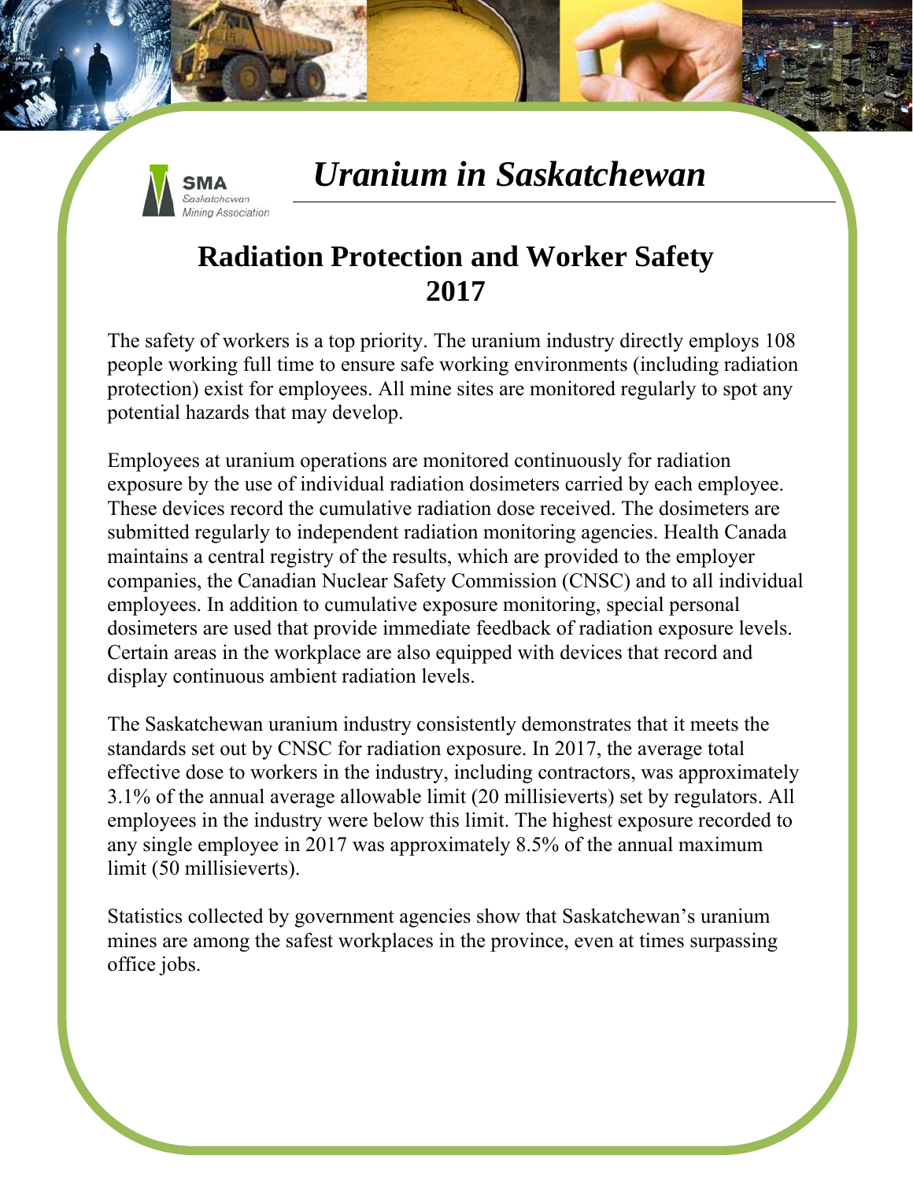SMA Saskatchewan Mining Association

# *Uranium in Saskatchewan*

## Radiation Protection and Worker Safety 2017

The safety of workers is a top priority. The uranium industry directly employs 108 people working full time to ensure safe working environments (including radiation protection) exist for employees. All mine sites are monitored regularly to spot any potential hazards that may develop.

Employees at uranium operations are monitored continuously for radiation exposure by the use of individual radiation dosimeters carried by each employee. These devices record the cumulative radiation dose received. The dosimeters are submitted regularly to independent radiation monitoring agencies. Health Canada maintains a central registry of the results, which are provided to the employer companies, the Canadian Nuclear Safety Commission (CNSC) and to all individual employees. In addition to cumulative exposure monitoring, special personal dosimeters are used that provide immediate feedback of radiation exposure levels. Certain areas in the workplace are also equipped with devices that record and display continuous ambient radiation levels.

The Saskatchewan uranium industry consistently demonstrates that it meets the standards set out by CNSC for radiation exposure. In 2017, the average total effective dose to workers in the industry, including contractors, was approximately 3.1% of the annual average allowable limit (20 millisieverts) set by regulators. All employees in the industry were below this limit. The highest exposure recorded to any single employee in 2017 was approximately 8.5% of the annual maximum limit (50 millisieverts).

Statistics collected by government agencies show that Saskatchewan's uranium mines are among the safest workplaces in the province, even at times surpassing office jobs.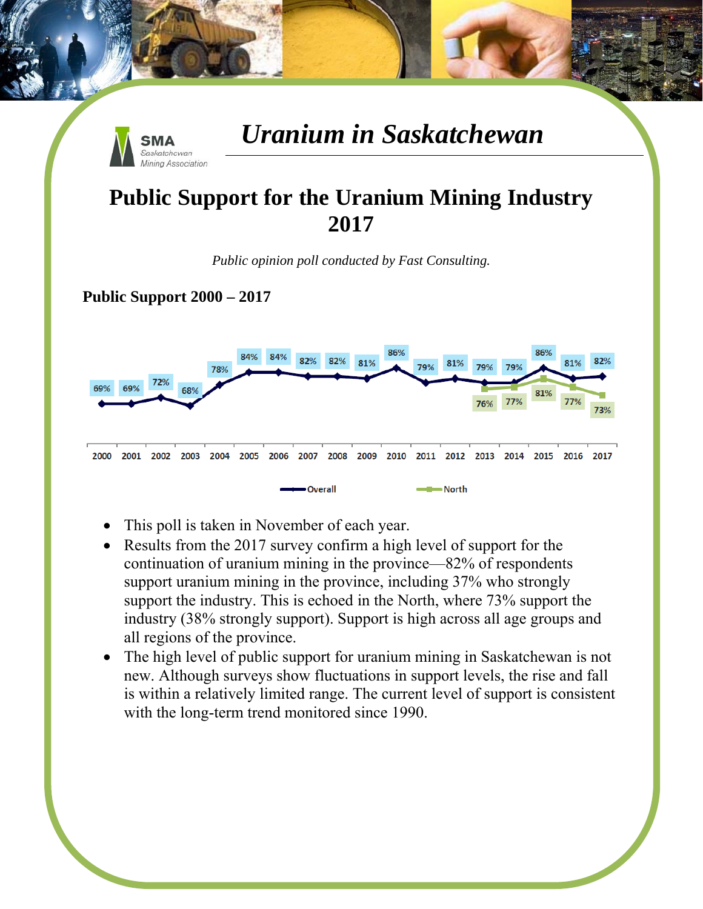# Uranium in Saskatchewan

## Public Support for the Uranium Mining Industry 2017

*Public opinion poll conducted by Fast Consulting.*

**Public Support 2000 – 2017**

| Year | 2000 | 2001 | 2002 | 2003 | 2004 | 2005 | 2006 | 2007 | 2008 | 2009 | 2010 | 2011 | 2012 | 2013 | 2014 | 2015 | 2016 | 2017 |
|---|---|---|---|---|---|---|---|---|---|---|---|---|---|---|---|---|---|---|
| Overall | 69% | 69% | 72% | 68% | 78% | 84% | 84% | 82% | 82% | 81% | 86% | 79% | 81% | 79% | 79% | 86% | 81% | 82% |
| North | | | | | | | | | | | | | | 76% | 77% | 81% | 77% | 73% |

- This poll is taken in November of each year.
- Results from the 2017 survey confirm a high level of support for the continuation of uranium mining in the province—82% of respondents support uranium mining in the province, including 37% who strongly support the industry. This is echoed in the North, where 73% support the industry (38% strongly support). Support is high across all age groups and all regions of the province.
- The high level of public support for uranium mining in Saskatchewan is not new. Although surveys show fluctuations in support levels, the rise and fall is within a relatively limited range. The current level of support is consistent with the long-term trend monitored since 1990.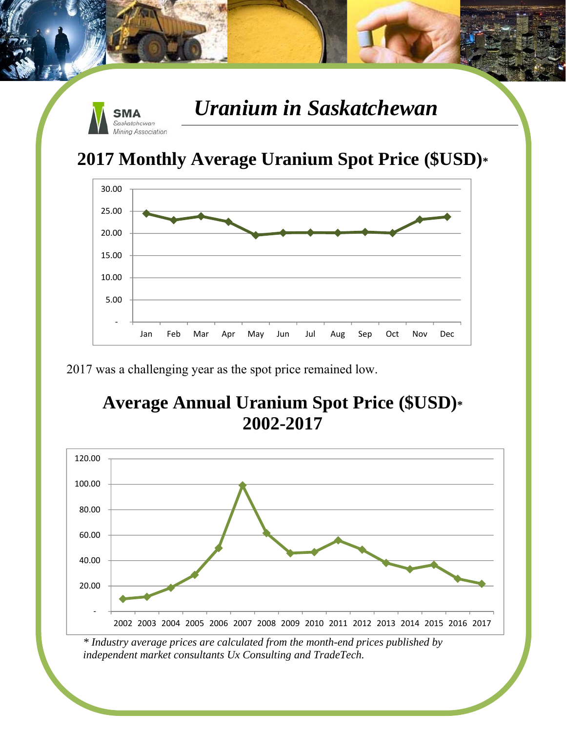# *Uranium in Saskatchewan*

SMA Saskatchewan Mining Association

## 2017 Monthly Average Uranium Spot Price ($USD)*

2017 was a challenging year as the spot price remained low.

## Average Annual Uranium Spot Price ($USD)* 2002-2017

*\* Industry average prices are calculated from the month-end prices published by independent market consultants Ux Consulting and TradeTech.*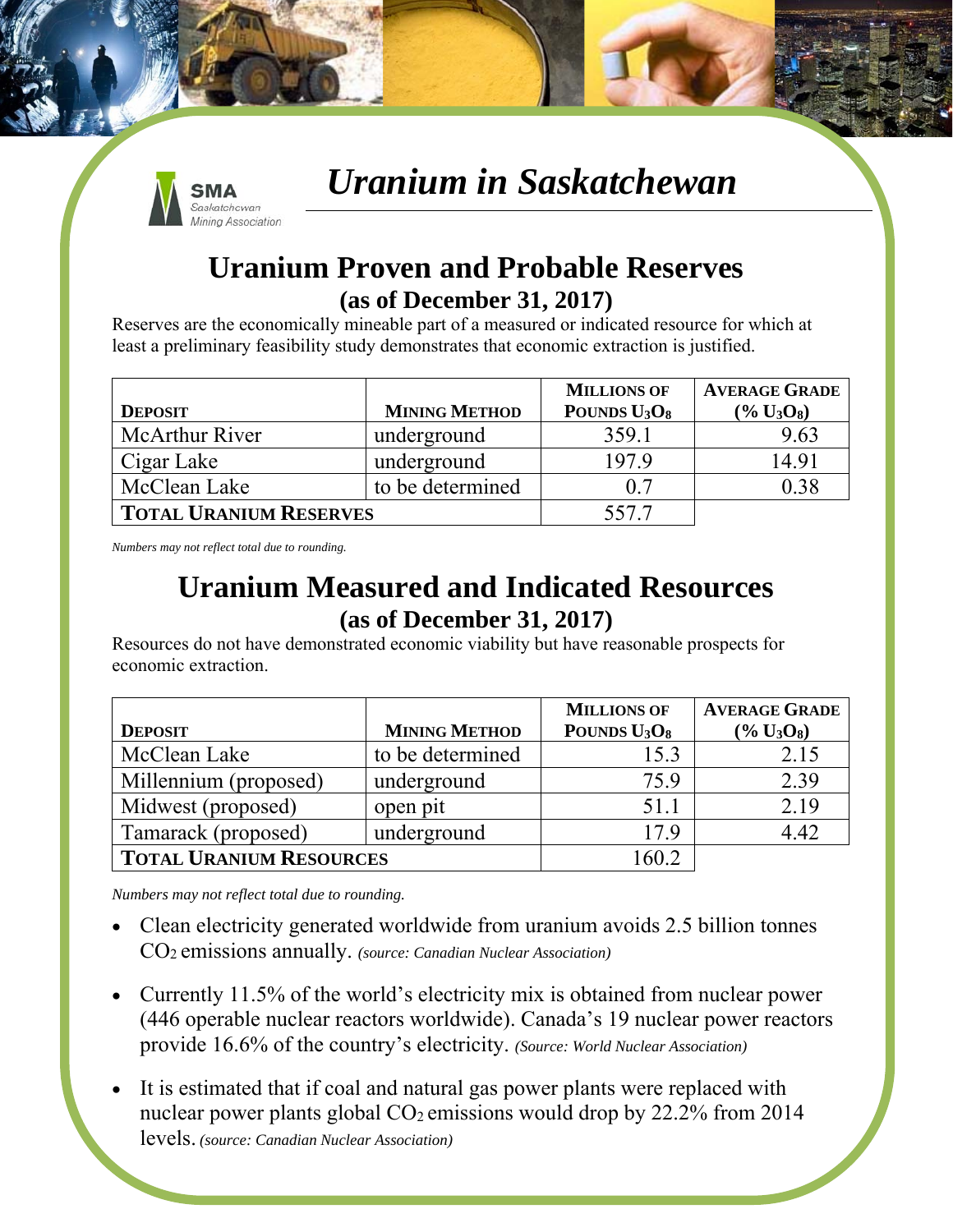SMA Saskatchewan Mining Association

# *Uranium in Saskatchewan*

## Uranium Proven and Probable Reserves
### (as of December 31, 2017)

Reserves are the economically mineable part of a measured or indicated resource for which at least a preliminary feasibility study demonstrates that economic extraction is justified.

| DEPOSIT | MINING METHOD | MILLIONS OF POUNDS $U_3O_8$ | AVERAGE GRADE (% $U_3O_8$) |
|---|---|---|---|
| McArthur River | underground | 359.1 | 9.63 |
| Cigar Lake | underground | 197.9 | 14.91 |
| McClean Lake | to be determined | 0.7 | 0.38 |
| **TOTAL URANIUM RESERVES** | | 557.7 | |

*Numbers may not reflect total due to rounding.*

## Uranium Measured and Indicated Resources
### (as of December 31, 2017)

Resources do not have demonstrated economic viability but have reasonable prospects for economic extraction.

| DEPOSIT | MINING METHOD | MILLIONS OF POUNDS $U_3O_8$ | AVERAGE GRADE (% $U_3O_8$) |
|---|---|---|---|
| McClean Lake | to be determined | 15.3 | 2.15 |
| Millennium (proposed) | underground | 75.9 | 2.39 |
| Midwest (proposed) | open pit | 51.1 | 2.19 |
| Tamarack (proposed) | underground | 17.9 | 4.42 |
| **TOTAL URANIUM RESOURCES** | | 160.2 | |

*Numbers may not reflect total due to rounding.*

- Clean electricity generated worldwide from uranium avoids 2.5 billion tonnes $CO_2$ emissions annually. *(source: Canadian Nuclear Association)*
- Currently 11.5% of the world's electricity mix is obtained from nuclear power (446 operable nuclear reactors worldwide). Canada's 19 nuclear power reactors provide 16.6% of the country's electricity. *(Source: World Nuclear Association)*
- It is estimated that if coal and natural gas power plants were replaced with nuclear power plants global $CO_2$ emissions would drop by 22.2% from 2014 levels. *(source: Canadian Nuclear Association)*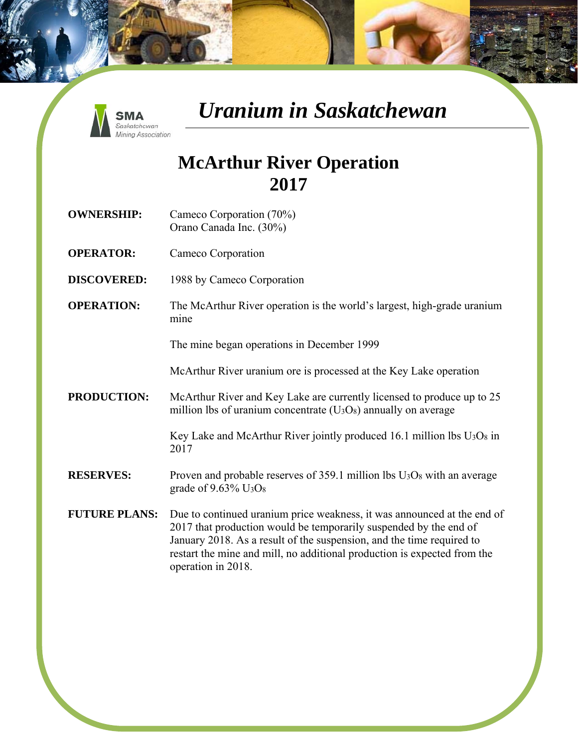# *Uranium in Saskatchewan*

## McArthur River Operation
## 2017

**OWNERSHIP:** Cameco Corporation (70%)
Orano Canada Inc. (30%)

**OPERATOR:** Cameco Corporation

**DISCOVERED:** 1988 by Cameco Corporation

**OPERATION:** The McArthur River operation is the world's largest, high-grade uranium mine

The mine began operations in December 1999

McArthur River uranium ore is processed at the Key Lake operation

**PRODUCTION:** McArthur River and Key Lake are currently licensed to produce up to 25 million lbs of uranium concentrate ($U_3O_8$) annually on average

Key Lake and McArthur River jointly produced 16.1 million lbs $U_3O_8$ in 2017

**RESERVES:** Proven and probable reserves of 359.1 million lbs $U_3O_8$ with an average grade of 9.63% $U_3O_8$

**FUTURE PLANS:** Due to continued uranium price weakness, it was announced at the end of 2017 that production would be temporarily suspended by the end of January 2018. As a result of the suspension, and the time required to restart the mine and mill, no additional production is expected from the operation in 2018.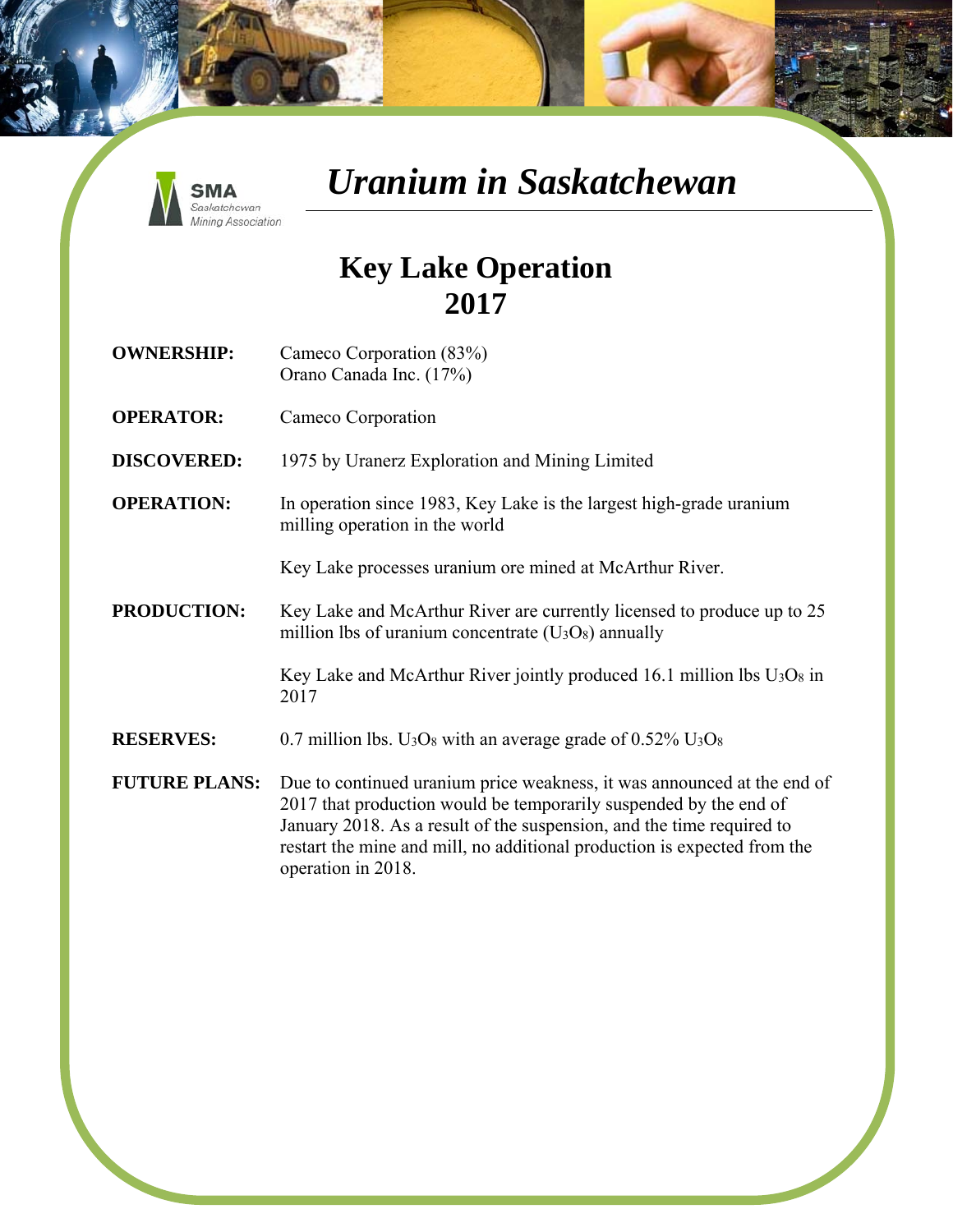SMA
Saskatchewan
Mining Association

# *Uranium in Saskatchewan*

## Key Lake Operation 2017

**OWNERSHIP:** Cameco Corporation (83%)
Orano Canada Inc. (17%)

**OPERATOR:** Cameco Corporation

**DISCOVERED:** 1975 by Uranerz Exploration and Mining Limited

**OPERATION:** In operation since 1983, Key Lake is the largest high-grade uranium milling operation in the world

Key Lake processes uranium ore mined at McArthur River.

**PRODUCTION:** Key Lake and McArthur River are currently licensed to produce up to 25 million lbs of uranium concentrate ($U_3O_8$) annually

Key Lake and McArthur River jointly produced 16.1 million lbs $U_3O_8$ in 2017

**RESERVES:** 0.7 million lbs. $U_3O_8$ with an average grade of 0.52% $U_3O_8$

**FUTURE PLANS:** Due to continued uranium price weakness, it was announced at the end of 2017 that production would be temporarily suspended by the end of January 2018. As a result of the suspension, and the time required to restart the mine and mill, no additional production is expected from the operation in 2018.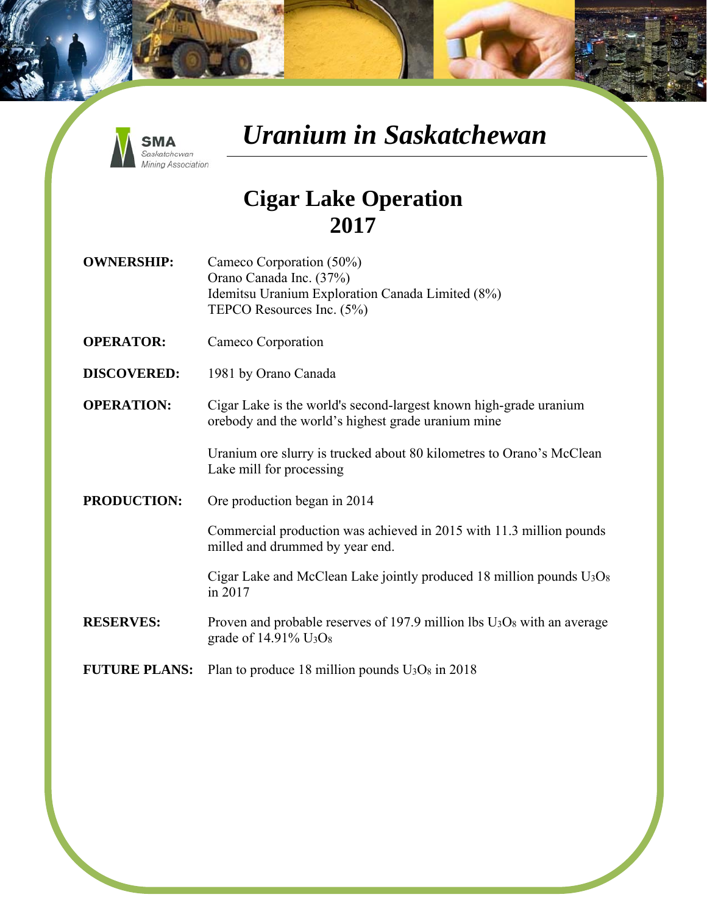# *Uranium in Saskatchewan*

## Cigar Lake Operation 2017

**OWNERSHIP:** Cameco Corporation (50%)
Orano Canada Inc. (37%)
Idemitsu Uranium Exploration Canada Limited (8%)
TEPCO Resources Inc. (5%)

**OPERATOR:** Cameco Corporation

**DISCOVERED:** 1981 by Orano Canada

**OPERATION:** Cigar Lake is the world's second-largest known high-grade uranium orebody and the world's highest grade uranium mine

Uranium ore slurry is trucked about 80 kilometres to Orano's McClean Lake mill for processing

**PRODUCTION:** Ore production began in 2014

Commercial production was achieved in 2015 with 11.3 million pounds milled and drummed by year end.

Cigar Lake and McClean Lake jointly produced 18 million pounds $U_3O_8$ in 2017

**RESERVES:** Proven and probable reserves of 197.9 million lbs $U_3O_8$ with an average grade of 14.91% $U_3O_8$

**FUTURE PLANS:** Plan to produce 18 million pounds $U_3O_8$ in 2018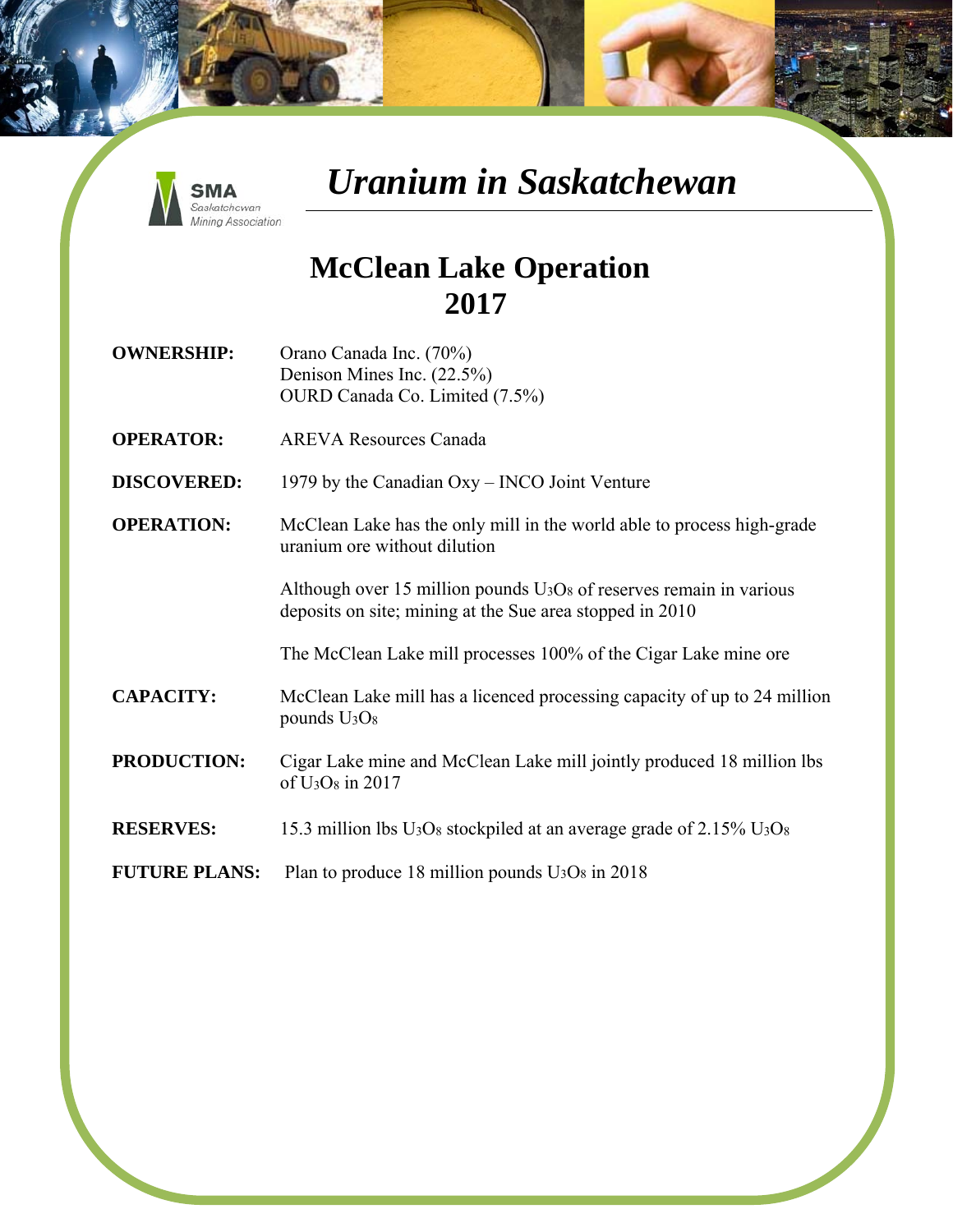SMA Saskatchewan Mining Association

# *Uranium in Saskatchewan*

## McClean Lake Operation 2017

**OWNERSHIP:** Orano Canada Inc. (70%)
Denison Mines Inc. (22.5%)
OURD Canada Co. Limited (7.5%)

**OPERATOR:** AREVA Resources Canada

**DISCOVERED:** 1979 by the Canadian Oxy – INCO Joint Venture

**OPERATION:** McClean Lake has the only mill in the world able to process high-grade uranium ore without dilution

Although over 15 million pounds $U_3O_8$ of reserves remain in various deposits on site; mining at the Sue area stopped in 2010

The McClean Lake mill processes 100% of the Cigar Lake mine ore

**CAPACITY:** McClean Lake mill has a licenced processing capacity of up to 24 million pounds $U_3O_8$

**PRODUCTION:** Cigar Lake mine and McClean Lake mill jointly produced 18 million lbs of $U_3O_8$ in 2017

**RESERVES:** 15.3 million lbs $U_3O_8$ stockpiled at an average grade of 2.15% $U_3O_8$

**FUTURE PLANS:** Plan to produce 18 million pounds $U_3O_8$ in 2018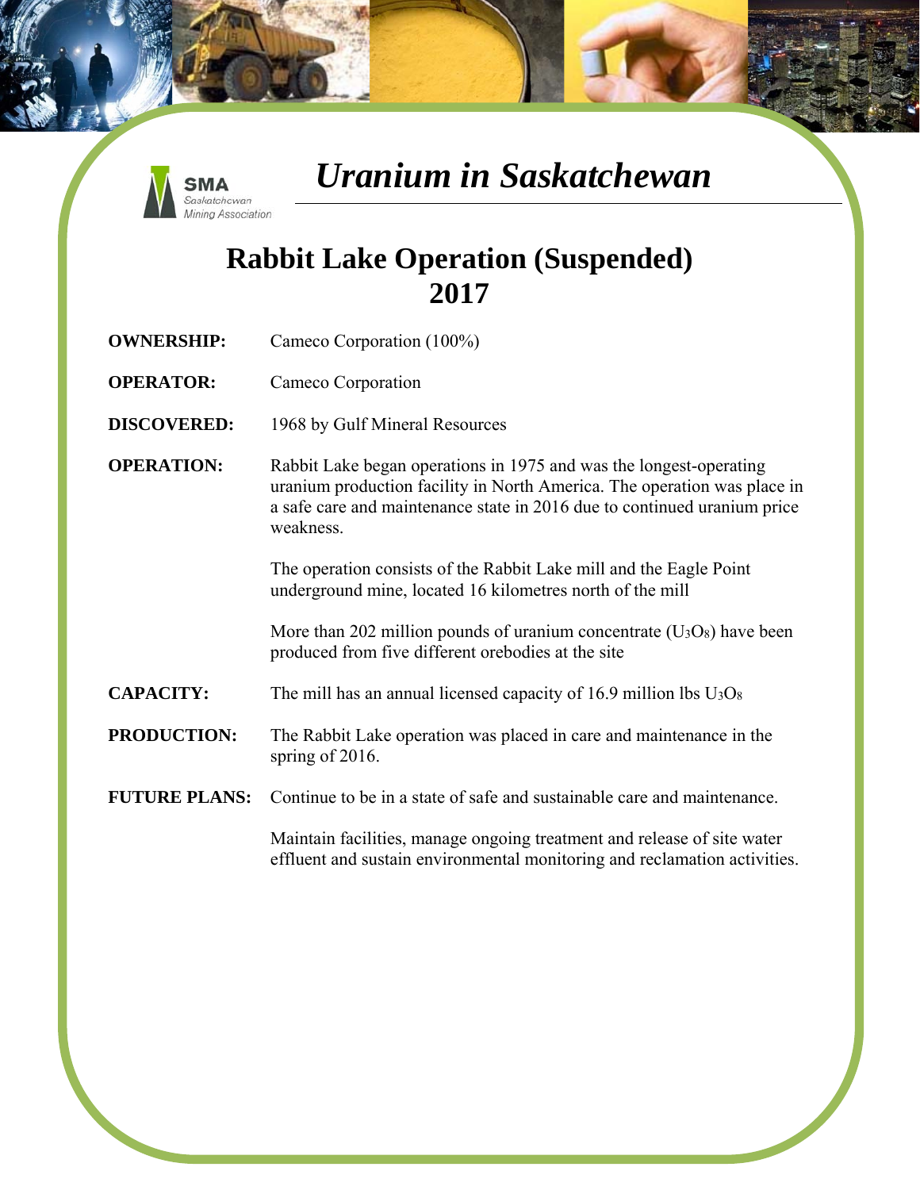SMA Saskatchewan Mining Association

# *Uranium in Saskatchewan*

## Rabbit Lake Operation (Suspended) 2017

**OWNERSHIP:** Cameco Corporation (100%)

**OPERATOR:** Cameco Corporation

**DISCOVERED:** 1968 by Gulf Mineral Resources

**OPERATION:** Rabbit Lake began operations in 1975 and was the longest-operating uranium production facility in North America. The operation was place in a safe care and maintenance state in 2016 due to continued uranium price weakness.

The operation consists of the Rabbit Lake mill and the Eagle Point underground mine, located 16 kilometres north of the mill

More than 202 million pounds of uranium concentrate ($U_3O_8$) have been produced from five different orebodies at the site

**CAPACITY:** The mill has an annual licensed capacity of 16.9 million lbs $U_3O_8$

**PRODUCTION:** The Rabbit Lake operation was placed in care and maintenance in the spring of 2016.

**FUTURE PLANS:** Continue to be in a state of safe and sustainable care and maintenance.

Maintain facilities, manage ongoing treatment and release of site water effluent and sustain environmental monitoring and reclamation activities.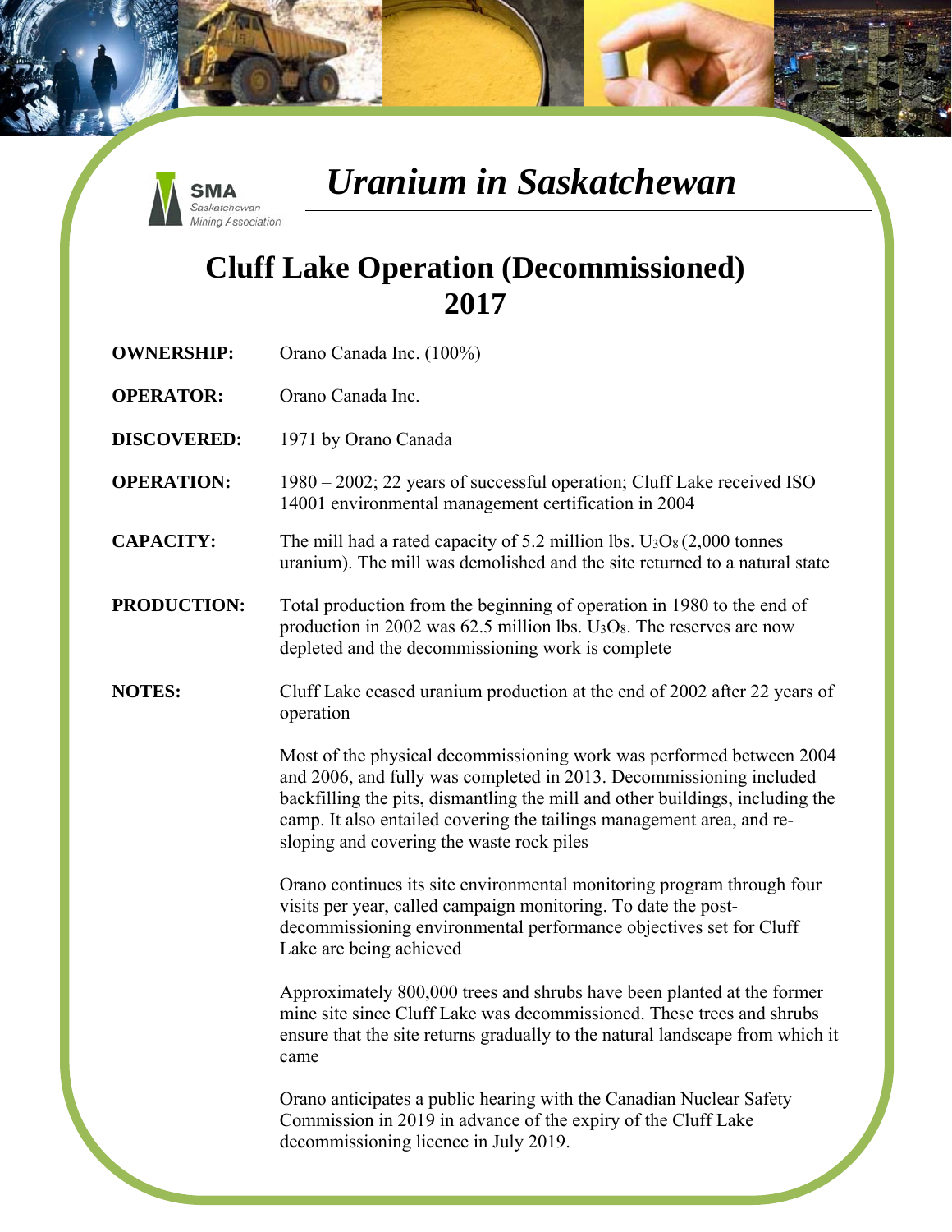# Uranium in Saskatchewan

## Cluff Lake Operation (Decommissioned) 2017

**OWNERSHIP:** Orano Canada Inc. (100%)

**OPERATOR:** Orano Canada Inc.

**DISCOVERED:** 1971 by Orano Canada

**OPERATION:** 1980 – 2002; 22 years of successful operation; Cluff Lake received ISO 14001 environmental management certification in 2004

**CAPACITY:** The mill had a rated capacity of 5.2 million lbs. $U_3O_8$ (2,000 tonnes uranium). The mill was demolished and the site returned to a natural state

**PRODUCTION:** Total production from the beginning of operation in 1980 to the end of production in 2002 was 62.5 million lbs. $U_3O_8$. The reserves are now depleted and the decommissioning work is complete

**NOTES:** Cluff Lake ceased uranium production at the end of 2002 after 22 years of operation

Most of the physical decommissioning work was performed between 2004 and 2006, and fully was completed in 2013. Decommissioning included backfilling the pits, dismantling the mill and other buildings, including the camp. It also entailed covering the tailings management area, and re-sloping and covering the waste rock piles

Orano continues its site environmental monitoring program through four visits per year, called campaign monitoring. To date the post-decommissioning environmental performance objectives set for Cluff Lake are being achieved

Approximately 800,000 trees and shrubs have been planted at the former mine site since Cluff Lake was decommissioned. These trees and shrubs ensure that the site returns gradually to the natural landscape from which it came

Orano anticipates a public hearing with the Canadian Nuclear Safety Commission in 2019 in advance of the expiry of the Cluff Lake decommissioning licence in July 2019.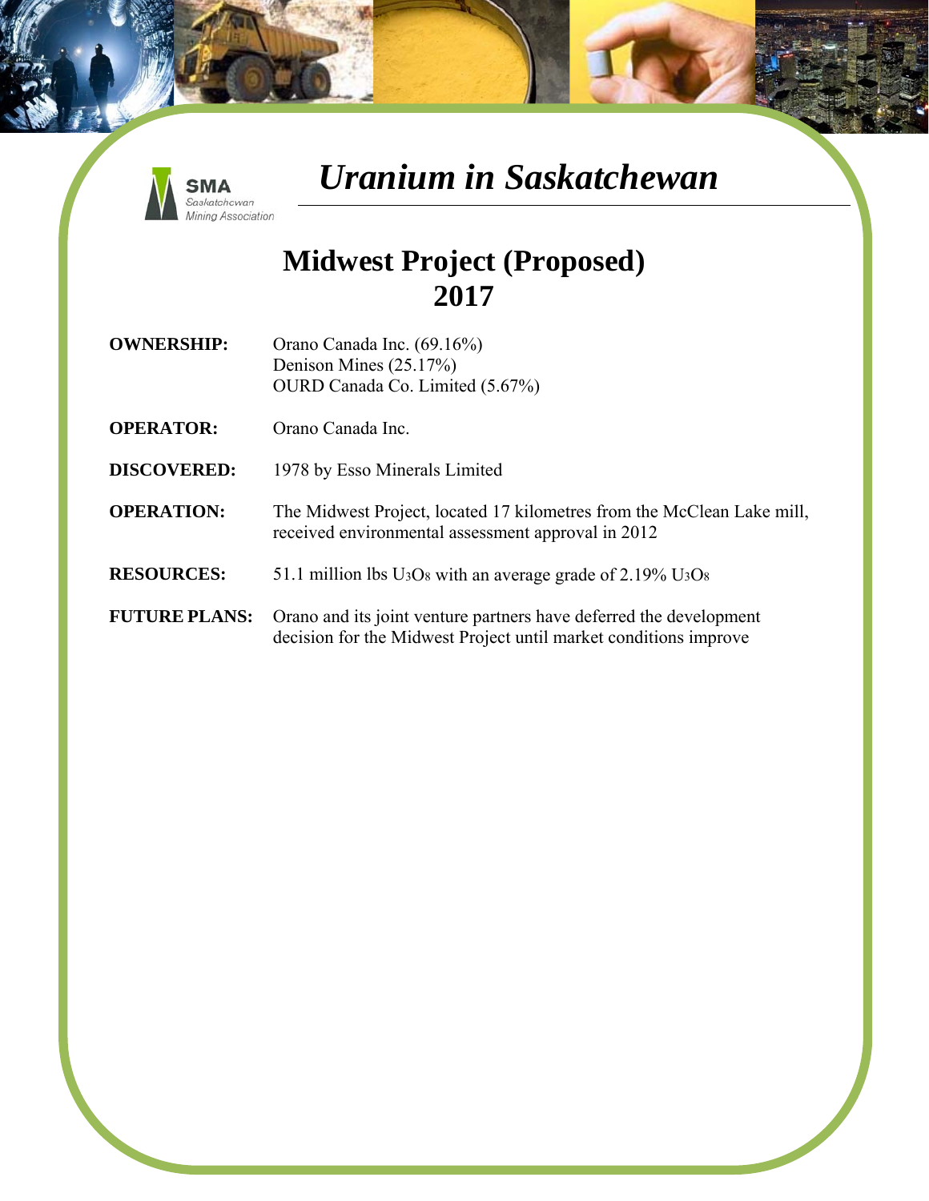SMA Saskatchewan Mining Association

# *Uranium in Saskatchewan*

## Midwest Project (Proposed)
## 2017

**OWNERSHIP:** Orano Canada Inc. (69.16%)
Denison Mines (25.17%)
OURD Canada Co. Limited (5.67%)

**OPERATOR:** Orano Canada Inc.

**DISCOVERED:** 1978 by Esso Minerals Limited

**OPERATION:** The Midwest Project, located 17 kilometres from the McClean Lake mill, received environmental assessment approval in 2012

**RESOURCES:** 51.1 million lbs $U_3O_8$ with an average grade of 2.19% $U_3O_8$

**FUTURE PLANS:** Orano and its joint venture partners have deferred the development decision for the Midwest Project until market conditions improve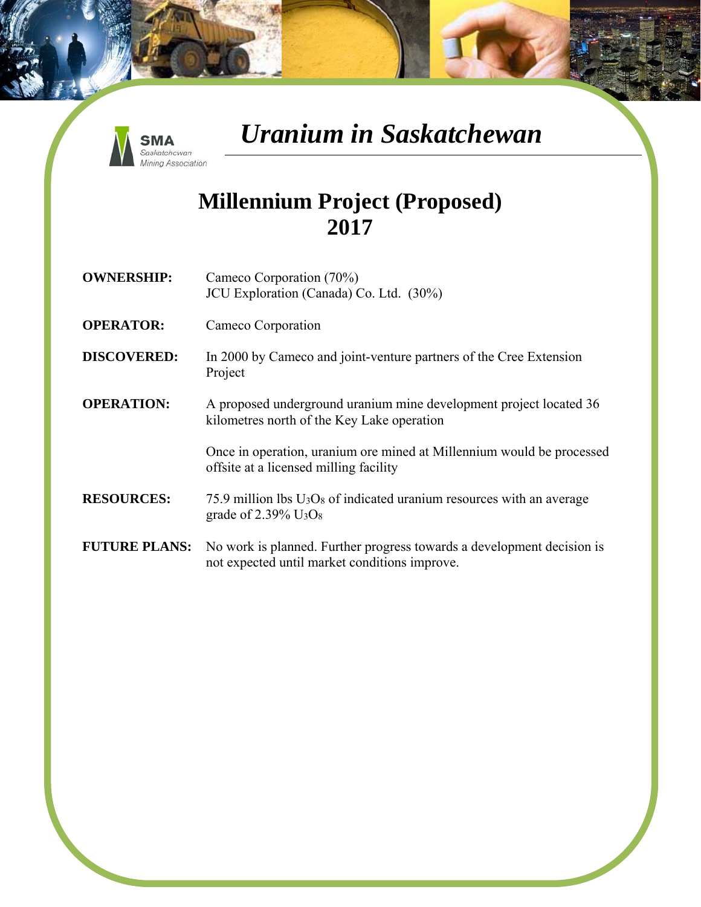SMA
Saskatchewan
Mining Association

# *Uranium in Saskatchewan*

## Millennium Project (Proposed)
## 2017

**OWNERSHIP:** Cameco Corporation (70%)
JCU Exploration (Canada) Co. Ltd. (30%)

**OPERATOR:** Cameco Corporation

**DISCOVERED:** In 2000 by Cameco and joint-venture partners of the Cree Extension Project

**OPERATION:** A proposed underground uranium mine development project located 36 kilometres north of the Key Lake operation

Once in operation, uranium ore mined at Millennium would be processed offsite at a licensed milling facility

**RESOURCES:** 75.9 million lbs $U_3O_8$ of indicated uranium resources with an average grade of 2.39% $U_3O_8$

**FUTURE PLANS:** No work is planned. Further progress towards a development decision is not expected until market conditions improve.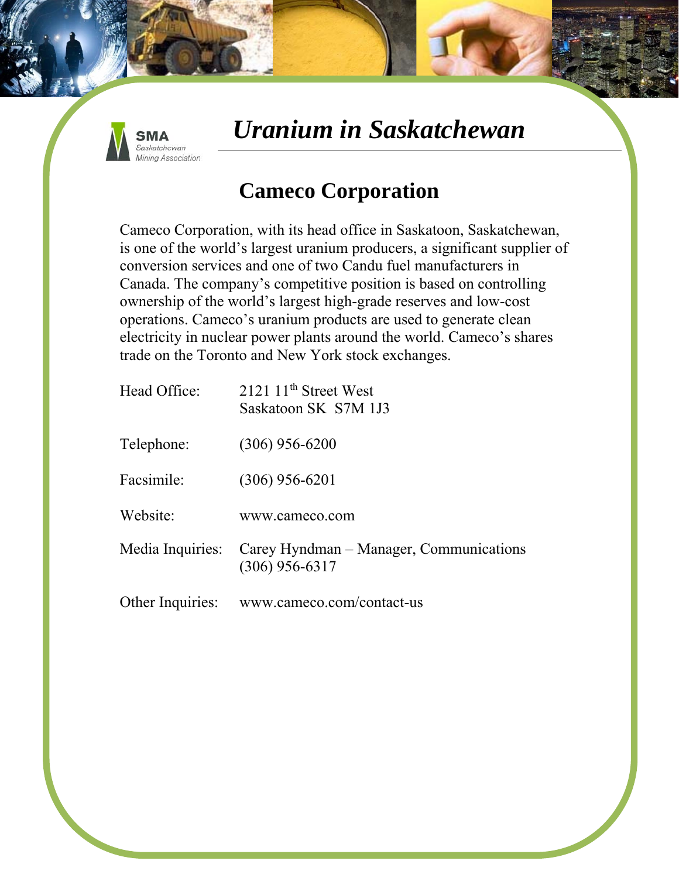SMA
Saskatchewan Mining Association

# *Uranium in Saskatchewan*

## Cameco Corporation

Cameco Corporation, with its head office in Saskatoon, Saskatchewan, is one of the world's largest uranium producers, a significant supplier of conversion services and one of two Candu fuel manufacturers in Canada. The company's competitive position is based on controlling ownership of the world's largest high-grade reserves and low-cost operations. Cameco's uranium products are used to generate clean electricity in nuclear power plants around the world. Cameco's shares trade on the Toronto and New York stock exchanges.

| | |
|---|---|
| Head Office: | 2121 11th Street West<br>Saskatoon SK S7M 1J3 |
| Telephone: | (306) 956-6200 |
| Facsimile: | (306) 956-6201 |
| Website: | www.cameco.com |
| Media Inquiries: | Carey Hyndman – Manager, Communications<br>(306) 956-6317 |
| Other Inquiries: | www.cameco.com/contact-us |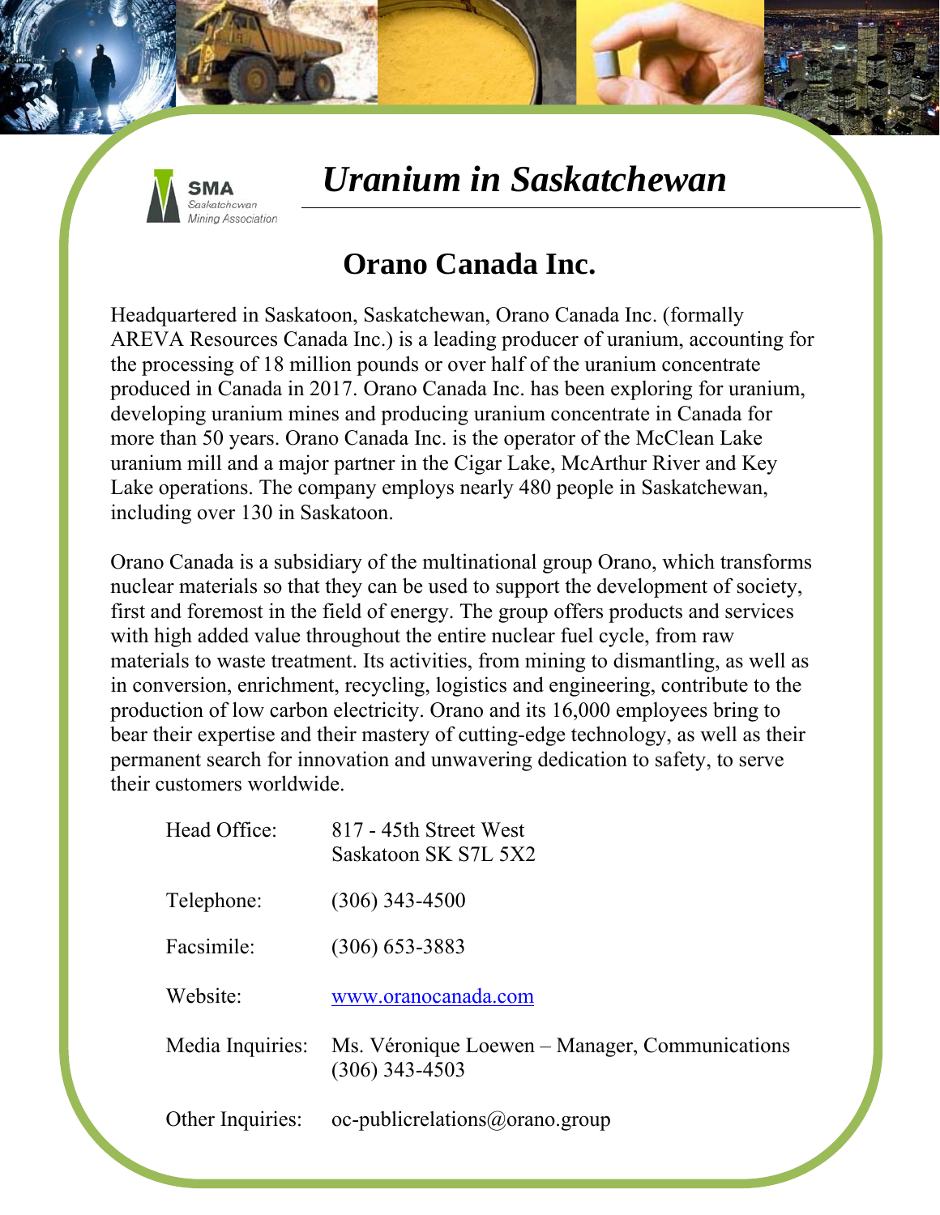# *Uranium in Saskatchewan*

## Orano Canada Inc.

Headquartered in Saskatoon, Saskatchewan, Orano Canada Inc. (formally AREVA Resources Canada Inc.) is a leading producer of uranium, accounting for the processing of 18 million pounds or over half of the uranium concentrate produced in Canada in 2017. Orano Canada Inc. has been exploring for uranium, developing uranium mines and producing uranium concentrate in Canada for more than 50 years. Orano Canada Inc. is the operator of the McClean Lake uranium mill and a major partner in the Cigar Lake, McArthur River and Key Lake operations. The company employs nearly 480 people in Saskatchewan, including over 130 in Saskatoon.

Orano Canada is a subsidiary of the multinational group Orano, which transforms nuclear materials so that they can be used to support the development of society, first and foremost in the field of energy. The group offers products and services with high added value throughout the entire nuclear fuel cycle, from raw materials to waste treatment. Its activities, from mining to dismantling, as well as in conversion, enrichment, recycling, logistics and engineering, contribute to the production of low carbon electricity. Orano and its 16,000 employees bring to bear their expertise and their mastery of cutting-edge technology, as well as their permanent search for innovation and unwavering dedication to safety, to serve their customers worldwide.

| | |
|---|---|
| Head Office: | 817 - 45th Street West<br>Saskatoon SK S7L 5X2 |
| Telephone: | (306) 343-4500 |
| Facsimile: | (306) 653-3883 |
| Website: | www.oranocanada.com |
| Media Inquiries: | Ms. Véronique Loewen – Manager, Communications<br>(306) 343-4503 |
| Other Inquiries: | oc-publicrelations@orano.group |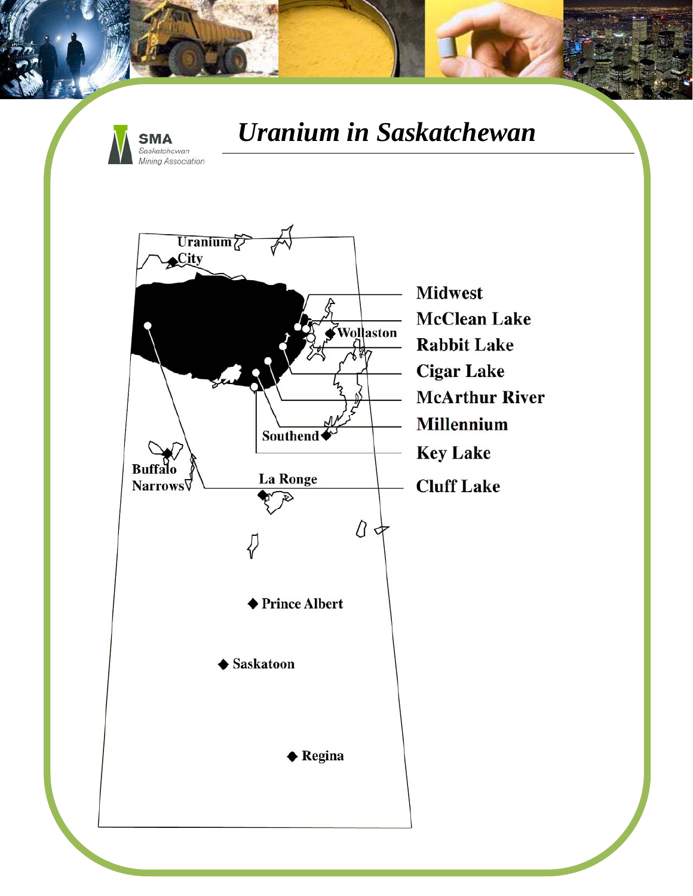SMA

Saskatchewan Mining Association

# *Uranium in Saskatchewan*

Uranium City

Wollaston

Southend

Buffalo Narrows

La Ronge

Prince Albert

Saskatoon

Regina

Midwest

McClean Lake

Rabbit Lake

Cigar Lake

McArthur River

Millennium

Key Lake

Cluff Lake